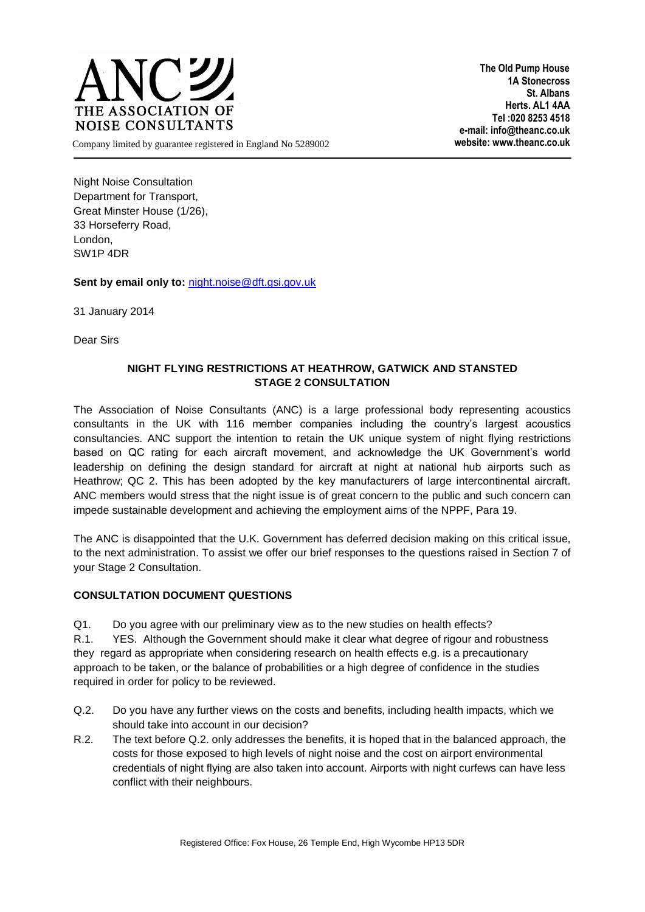ANC THE ASSOCIATION OF NOISE CONSULTANTS

Company limited by guarantee registered in England No 5289002

**The Old Pump House**
**1A Stonecross**
**St. Albans**
**Herts. AL1 4AA**
**Tel :020 8253 4518**
**e-mail: info@theanc.co.uk**
**website: www.theanc.co.uk**

Night Noise Consultation
Department for Transport,
Great Minster House (1/26),
33 Horseferry Road,
London,
SW1P 4DR

**Sent by email only to:** night.noise@dft.gsi.gov.uk

31 January 2014

Dear Sirs

## NIGHT FLYING RESTRICTIONS AT HEATHROW, GATWICK AND STANSTED STAGE 2 CONSULTATION

The Association of Noise Consultants (ANC) is a large professional body representing acoustics consultants in the UK with 116 member companies including the country's largest acoustics consultancies. ANC support the intention to retain the UK unique system of night flying restrictions based on QC rating for each aircraft movement, and acknowledge the UK Government's world leadership on defining the design standard for aircraft at night at national hub airports such as Heathrow; QC 2. This has been adopted by the key manufacturers of large intercontinental aircraft. ANC members would stress that the night issue is of great concern to the public and such concern can impede sustainable development and achieving the employment aims of the NPPF, Para 19.

The ANC is disappointed that the U.K. Government has deferred decision making on this critical issue, to the next administration. To assist we offer our brief responses to the questions raised in Section 7 of your Stage 2 Consultation.

### CONSULTATION DOCUMENT QUESTIONS

Q1. Do you agree with our preliminary view as to the new studies on health effects?

R.1. YES. Although the Government should make it clear what degree of rigour and robustness they regard as appropriate when considering research on health effects e.g. is a precautionary approach to be taken, or the balance of probabilities or a high degree of confidence in the studies required in order for policy to be reviewed.

Q.2. Do you have any further views on the costs and benefits, including health impacts, which we should take into account in our decision?

R.2. The text before Q.2. only addresses the benefits, it is hoped that in the balanced approach, the costs for those exposed to high levels of night noise and the cost on airport environmental credentials of night flying are also taken into account. Airports with night curfews can have less conflict with their neighbours.

Registered Office: Fox House, 26 Temple End, High Wycombe HP13 5DR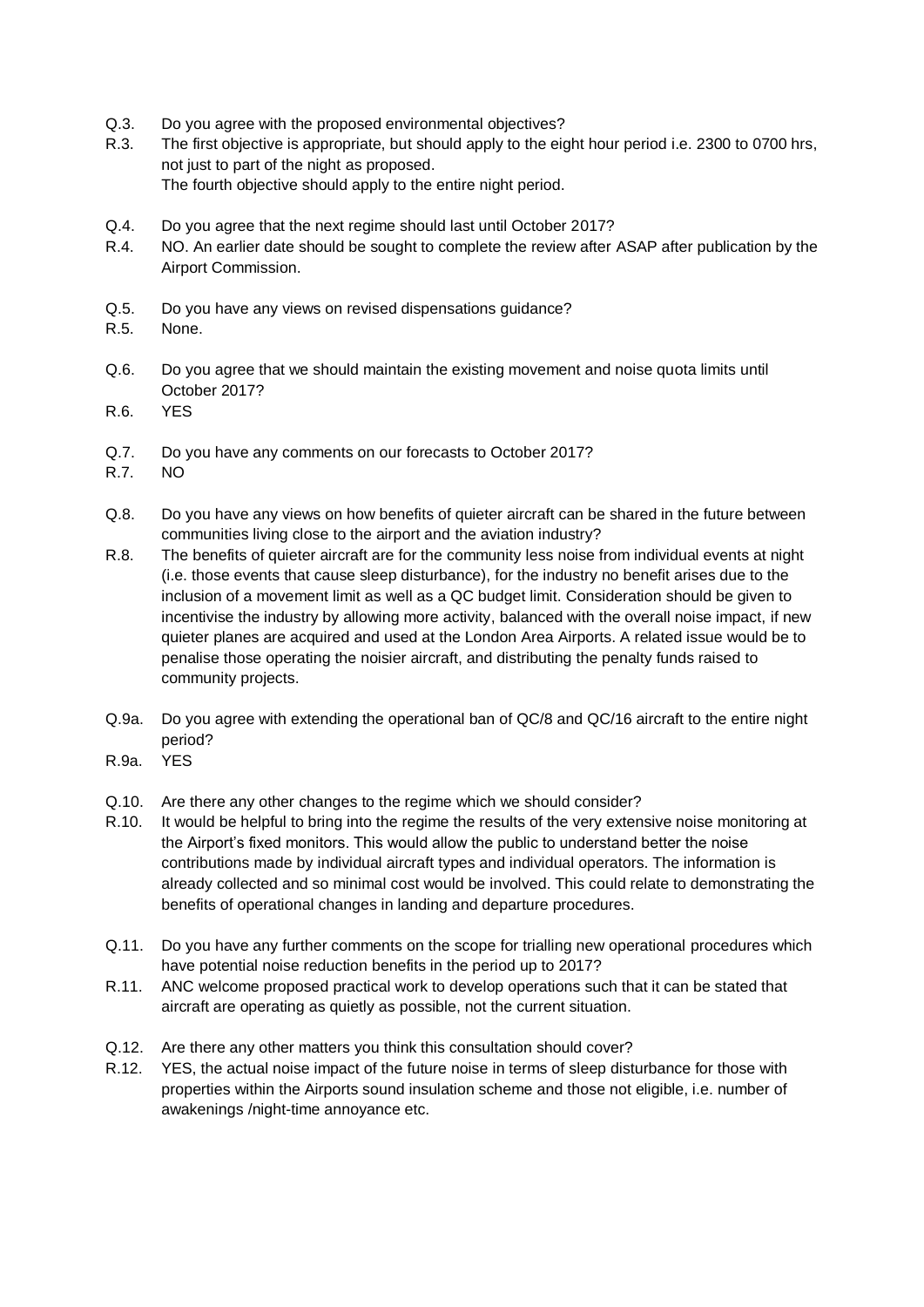Q.3. Do you agree with the proposed environmental objectives?

R.3. The first objective is appropriate, but should apply to the eight hour period i.e. 2300 to 0700 hrs, not just to part of the night as proposed.
The fourth objective should apply to the entire night period.

Q.4. Do you agree that the next regime should last until October 2017?

R.4. NO. An earlier date should be sought to complete the review after ASAP after publication by the Airport Commission.

Q.5. Do you have any views on revised dispensations guidance?

R.5. None.

Q.6. Do you agree that we should maintain the existing movement and noise quota limits until October 2017?

R.6. YES

Q.7. Do you have any comments on our forecasts to October 2017?

R.7. NO

Q.8. Do you have any views on how benefits of quieter aircraft can be shared in the future between communities living close to the airport and the aviation industry?

R.8. The benefits of quieter aircraft are for the community less noise from individual events at night (i.e. those events that cause sleep disturbance), for the industry no benefit arises due to the inclusion of a movement limit as well as a QC budget limit. Consideration should be given to incentivise the industry by allowing more activity, balanced with the overall noise impact, if new quieter planes are acquired and used at the London Area Airports. A related issue would be to penalise those operating the noisier aircraft, and distributing the penalty funds raised to community projects.

Q.9a. Do you agree with extending the operational ban of QC/8 and QC/16 aircraft to the entire night period?

R.9a. YES

Q.10. Are there any other changes to the regime which we should consider?

R.10. It would be helpful to bring into the regime the results of the very extensive noise monitoring at the Airport's fixed monitors. This would allow the public to understand better the noise contributions made by individual aircraft types and individual operators. The information is already collected and so minimal cost would be involved. This could relate to demonstrating the benefits of operational changes in landing and departure procedures.

Q.11. Do you have any further comments on the scope for trialling new operational procedures which have potential noise reduction benefits in the period up to 2017?

R.11. ANC welcome proposed practical work to develop operations such that it can be stated that aircraft are operating as quietly as possible, not the current situation.

Q.12. Are there any other matters you think this consultation should cover?

R.12. YES, the actual noise impact of the future noise in terms of sleep disturbance for those with properties within the Airports sound insulation scheme and those not eligible, i.e. number of awakenings /night-time annoyance etc.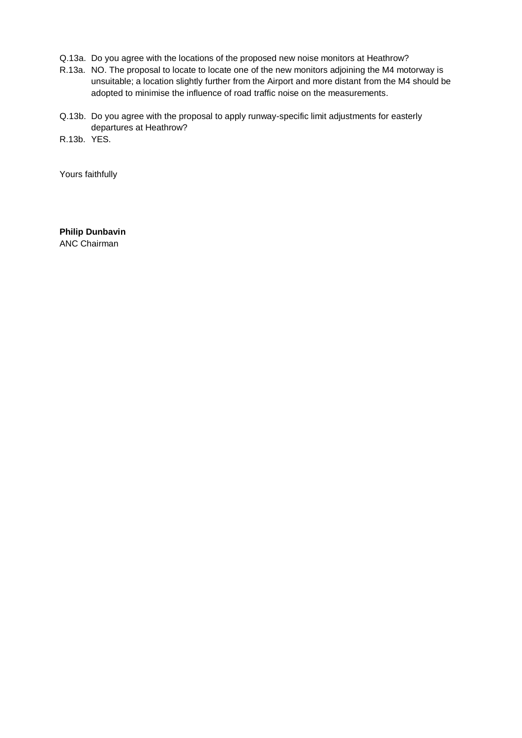Q.13a. Do you agree with the locations of the proposed new noise monitors at Heathrow?

R.13a. NO. The proposal to locate to locate one of the new monitors adjoining the M4 motorway is unsuitable; a location slightly further from the Airport and more distant from the M4 should be adopted to minimise the influence of road traffic noise on the measurements.

Q.13b. Do you agree with the proposal to apply runway-specific limit adjustments for easterly departures at Heathrow?

R.13b. YES.

Yours faithfully

**Philip Dunbavin**
ANC Chairman